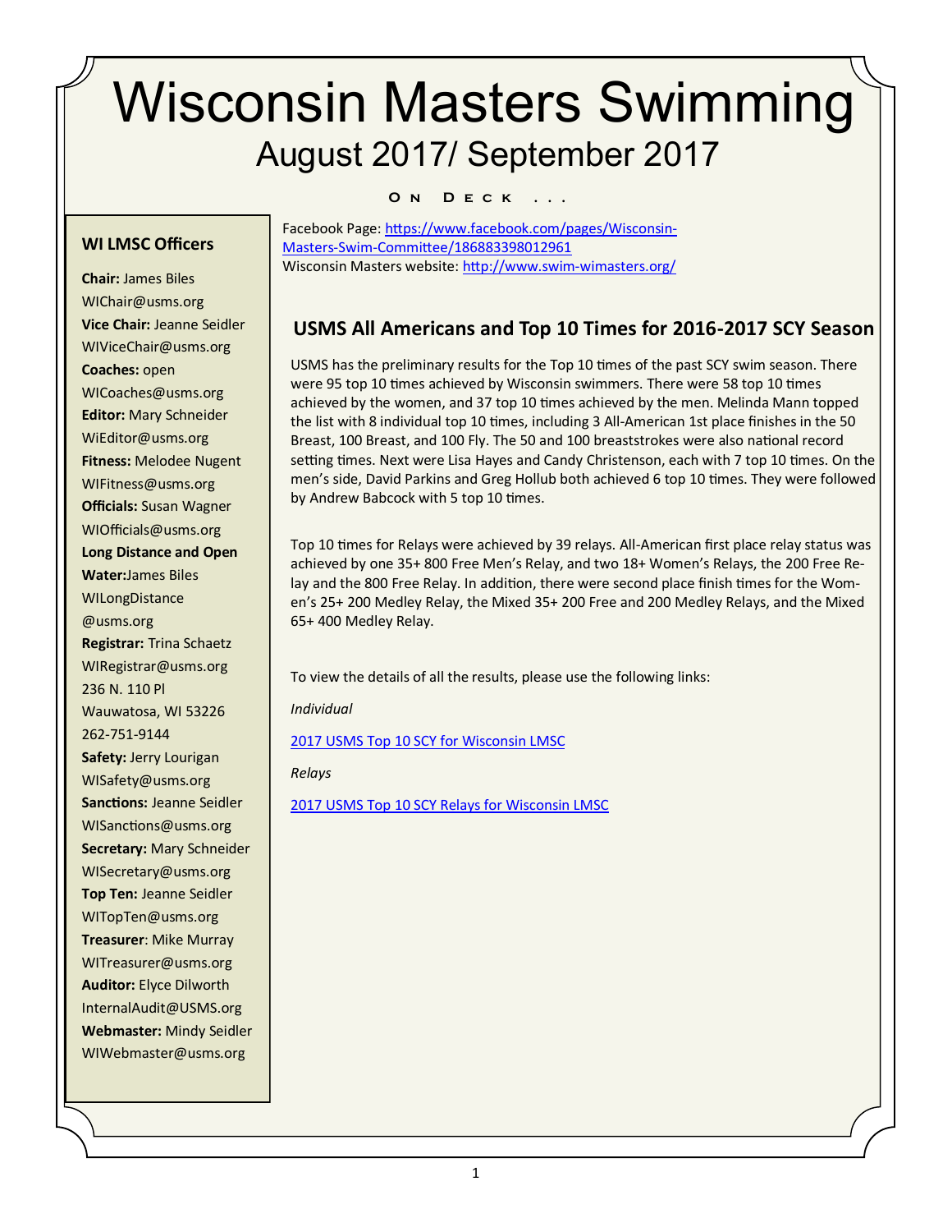# Wisconsin Masters Swimming

## August 2017/ September 2017

**On Deck ...**

Facebook Page: [https://www.facebook.com/pages/Wisconsin-Masters-Swim-Committee/186883398012961](https://www.facebook.com/pages/Wisconsin-Masters-Swim-Committee/186883398012961)
Wisconsin Masters website: [http://www.swim-wimasters.org/](http://www.swim-wimasters.org/)

### WI LMSC Officers

**Chair:** James Biles
WIChair@usms.org

**Vice Chair:** Jeanne Seidler
WIViceChair@usms.org

**Coaches:** open
WICoaches@usms.org

**Editor:** Mary Schneider
WiEditor@usms.org

**Fitness:** Melodee Nugent
WIFitness@usms.org

**Officials:** Susan Wagner
WIOfficials@usms.org

**Long Distance and Open Water:** James Biles
WILongDistance@usms.org

**Registrar:** Trina Schaetz
WIRegistrar@usms.org
236 N. 110 Pl
Wauwatosa, WI 53226
262-751-9144

**Safety:** Jerry Lourigan
WISafety@usms.org

**Sanctions:** Jeanne Seidler
WISanctions@usms.org

**Secretary:** Mary Schneider
WISecretary@usms.org

**Top Ten:** Jeanne Seidler
WITopTen@usms.org

**Treasurer**: Mike Murray
WITreasurer@usms.org

**Auditor:** Elyce Dilworth
InternalAudit@USMS.org

**Webmaster:** Mindy Seidler
WIWebmaster@usms.org

## USMS All Americans and Top 10 Times for 2016-2017 SCY Season

USMS has the preliminary results for the Top 10 times of the past SCY swim season. There were 95 top 10 times achieved by Wisconsin swimmers. There were 58 top 10 times achieved by the women, and 37 top 10 times achieved by the men. Melinda Mann topped the list with 8 individual top 10 times, including 3 All-American 1st place finishes in the 50 Breast, 100 Breast, and 100 Fly. The 50 and 100 breaststrokes were also national record setting times. Next were Lisa Hayes and Candy Christenson, each with 7 top 10 times. On the men's side, David Parkins and Greg Hollub both achieved 6 top 10 times. They were followed by Andrew Babcock with 5 top 10 times.

Top 10 times for Relays were achieved by 39 relays. All-American first place relay status was achieved by one 35+ 800 Free Men's Relay, and two 18+ Women's Relays, the 200 Free Relay and the 800 Free Relay. In addition, there were second place finish times for the Women's 25+ 200 Medley Relay, the Mixed 35+ 200 Free and 200 Medley Relays, and the Mixed 65+ 400 Medley Relay.

To view the details of all the results, please use the following links:

*Individual*

2017 USMS Top 10 SCY for Wisconsin LMSC

*Relays*

2017 USMS Top 10 SCY Relays for Wisconsin LMSC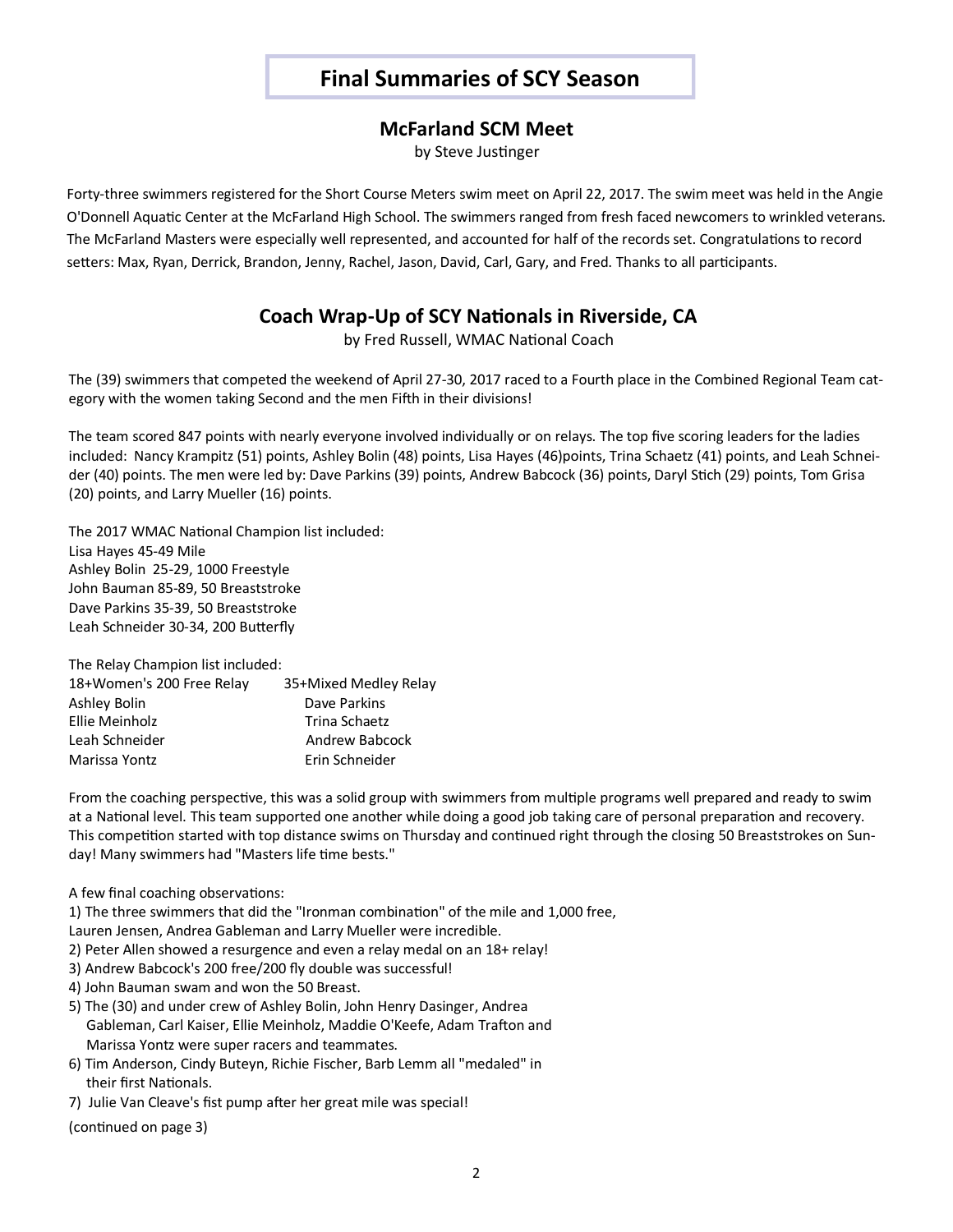# Final Summaries of SCY Season

## McFarland SCM Meet

by Steve Justinger

Forty-three swimmers registered for the Short Course Meters swim meet on April 22, 2017. The swim meet was held in the Angie O'Donnell Aquatic Center at the McFarland High School. The swimmers ranged from fresh faced newcomers to wrinkled veterans. The McFarland Masters were especially well represented, and accounted for half of the records set. Congratulations to record setters: Max, Ryan, Derrick, Brandon, Jenny, Rachel, Jason, David, Carl, Gary, and Fred. Thanks to all participants.

## Coach Wrap-Up of SCY Nationals in Riverside, CA

by Fred Russell, WMAC National Coach

The (39) swimmers that competed the weekend of April 27-30, 2017 raced to a Fourth place in the Combined Regional Team category with the women taking Second and the men Fifth in their divisions!

The team scored 847 points with nearly everyone involved individually or on relays. The top five scoring leaders for the ladies included: Nancy Krampitz (51) points, Ashley Bolin (48) points, Lisa Hayes (46)points, Trina Schaetz (41) points, and Leah Schneider (40) points. The men were led by: Dave Parkins (39) points, Andrew Babcock (36) points, Daryl Stich (29) points, Tom Grisa (20) points, and Larry Mueller (16) points.

The 2017 WMAC National Champion list included:
Lisa Hayes 45-49 Mile
Ashley Bolin 25-29, 1000 Freestyle
John Bauman 85-89, 50 Breaststroke
Dave Parkins 35-39, 50 Breaststroke
Leah Schneider 30-34, 200 Butterfly

The Relay Champion list included:

| 18+Women's 200 Free Relay | 35+Mixed Medley Relay |
|---|---|
| Ashley Bolin | Dave Parkins |
| Ellie Meinholz | Trina Schaetz |
| Leah Schneider | Andrew Babcock |
| Marissa Yontz | Erin Schneider |

From the coaching perspective, this was a solid group with swimmers from multiple programs well prepared and ready to swim at a National level. This team supported one another while doing a good job taking care of personal preparation and recovery. This competition started with top distance swims on Thursday and continued right through the closing 50 Breaststrokes on Sunday! Many swimmers had "Masters life time bests."

A few final coaching observations:

1) The three swimmers that did the "Ironman combination" of the mile and 1,000 free, Lauren Jensen, Andrea Gableman and Larry Mueller were incredible.
2) Peter Allen showed a resurgence and even a relay medal on an 18+ relay!
3) Andrew Babcock's 200 free/200 fly double was successful!
4) John Bauman swam and won the 50 Breast.
5) The (30) and under crew of Ashley Bolin, John Henry Dasinger, Andrea Gableman, Carl Kaiser, Ellie Meinholz, Maddie O'Keefe, Adam Trafton and Marissa Yontz were super racers and teammates.
6) Tim Anderson, Cindy Buteyn, Richie Fischer, Barb Lemm all "medaled" in their first Nationals.
7) Julie Van Cleave's fist pump after her great mile was special!

(continued on page 3)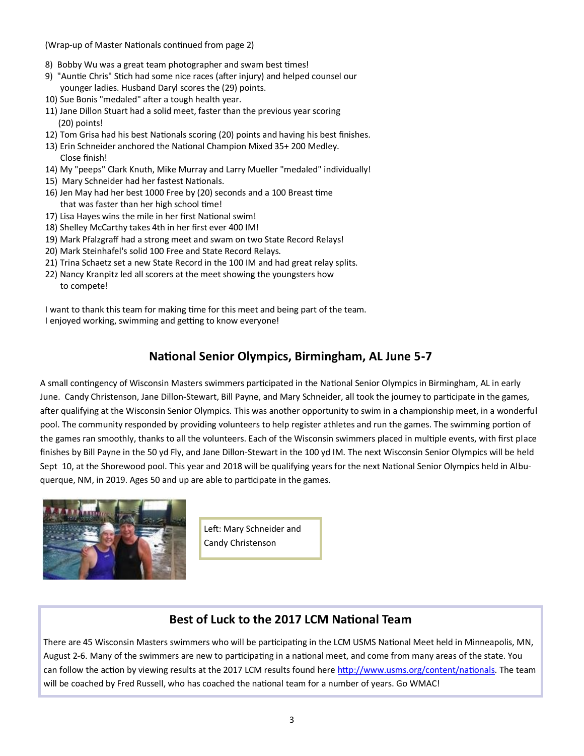(Wrap-up of Master Nationals continued from page 2)

8) Bobby Wu was a great team photographer and swam best times!
9) "Auntie Chris" Stich had some nice races (after injury) and helped counsel our younger ladies. Husband Daryl scores the (29) points.
10) Sue Bonis "medaled" after a tough health year.
11) Jane Dillon Stuart had a solid meet, faster than the previous year scoring (20) points!
12) Tom Grisa had his best Nationals scoring (20) points and having his best finishes.
13) Erin Schneider anchored the National Champion Mixed 35+ 200 Medley. Close finish!
14) My "peeps" Clark Knuth, Mike Murray and Larry Mueller "medaled" individually!
15) Mary Schneider had her fastest Nationals.
16) Jen May had her best 1000 Free by (20) seconds and a 100 Breast time that was faster than her high school time!
17) Lisa Hayes wins the mile in her first National swim!
18) Shelley McCarthy takes 4th in her first ever 400 IM!
19) Mark Pfalzgraff had a strong meet and swam on two State Record Relays!
20) Mark Steinhafel's solid 100 Free and State Record Relays.
21) Trina Schaetz set a new State Record in the 100 IM and had great relay splits.
22) Nancy Kranpitz led all scorers at the meet showing the youngsters how to compete!

I want to thank this team for making time for this meet and being part of the team. I enjoyed working, swimming and getting to know everyone!

## National Senior Olympics, Birmingham, AL June 5-7

A small contingency of Wisconsin Masters swimmers participated in the National Senior Olympics in Birmingham, AL in early June. Candy Christenson, Jane Dillon-Stewart, Bill Payne, and Mary Schneider, all took the journey to participate in the games, after qualifying at the Wisconsin Senior Olympics. This was another opportunity to swim in a championship meet, in a wonderful pool. The community responded by providing volunteers to help register athletes and run the games. The swimming portion of the games ran smoothly, thanks to all the volunteers. Each of the Wisconsin swimmers placed in multiple events, with first place finishes by Bill Payne in the 50 yd Fly, and Jane Dillon-Stewart in the 100 yd IM. The next Wisconsin Senior Olympics will be held Sept 10, at the Shorewood pool. This year and 2018 will be qualifying years for the next National Senior Olympics held in Albuquerque, NM, in 2019. Ages 50 and up are able to participate in the games.

Left: Mary Schneider and Candy Christenson

## Best of Luck to the 2017 LCM National Team

There are 45 Wisconsin Masters swimmers who will be participating in the LCM USMS National Meet held in Minneapolis, MN, August 2-6. Many of the swimmers are new to participating in a national meet, and come from many areas of the state. You can follow the action by viewing results at the 2017 LCM results found here http://www.usms.org/content/nationals. The team will be coached by Fred Russell, who has coached the national team for a number of years. Go WMAC!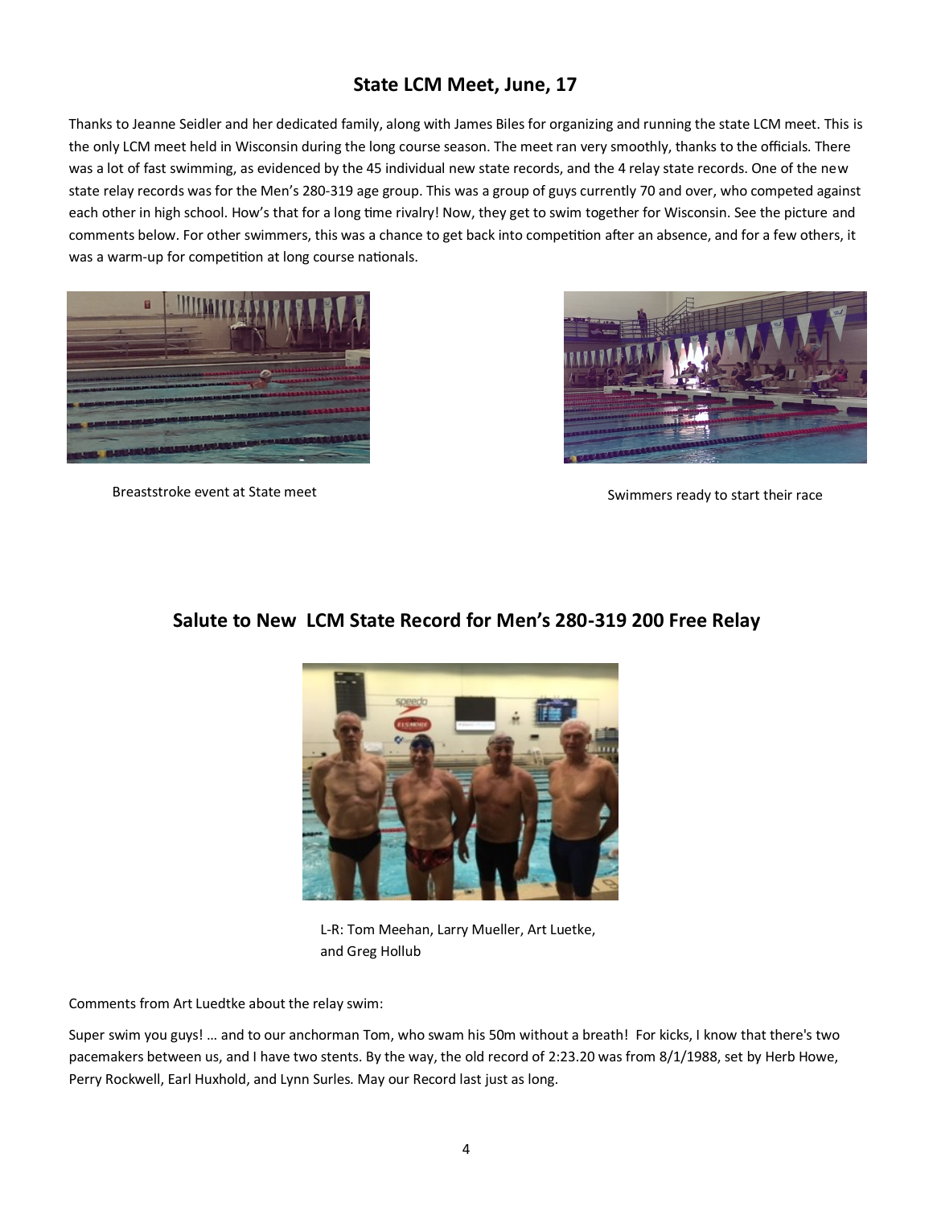## State LCM Meet, June, 17

Thanks to Jeanne Seidler and her dedicated family, along with James Biles for organizing and running the state LCM meet. This is the only LCM meet held in Wisconsin during the long course season. The meet ran very smoothly, thanks to the officials. There was a lot of fast swimming, as evidenced by the 45 individual new state records, and the 4 relay state records. One of the new state relay records was for the Men's 280-319 age group. This was a group of guys currently 70 and over, who competed against each other in high school. How's that for a long time rivalry! Now, they get to swim together for Wisconsin. See the picture and comments below. For other swimmers, this was a chance to get back into competition after an absence, and for a few others, it was a warm-up for competition at long course nationals.

Breaststroke event at State meet

Swimmers ready to start their race

## Salute to New LCM State Record for Men's 280-319 200 Free Relay

L-R: Tom Meehan, Larry Mueller, Art Luetke, and Greg Hollub

Comments from Art Luedtke about the relay swim:

Super swim you guys! … and to our anchorman Tom, who swam his 50m without a breath! For kicks, I know that there's two pacemakers between us, and I have two stents. By the way, the old record of 2:23.20 was from 8/1/1988, set by Herb Howe, Perry Rockwell, Earl Huxhold, and Lynn Surles. May our Record last just as long.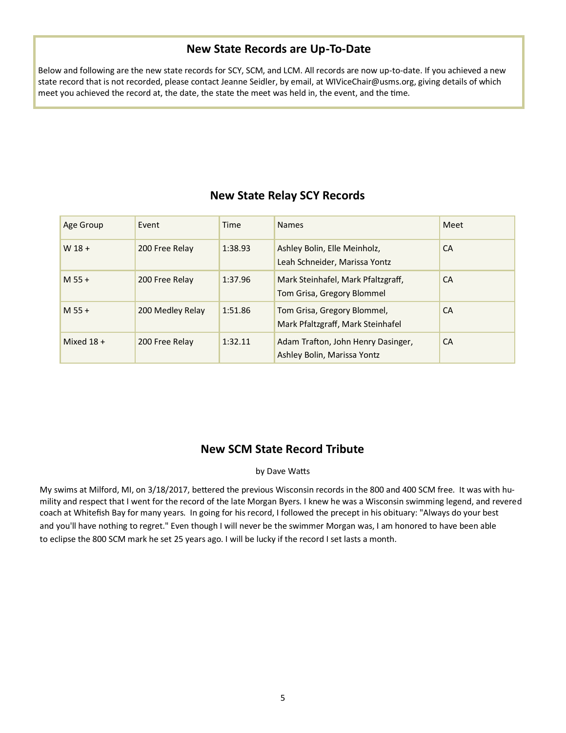## New State Records are Up-To-Date

Below and following are the new state records for SCY, SCM, and LCM. All records are now up-to-date. If you achieved a new state record that is not recorded, please contact Jeanne Seidler, by email, at WIViceChair@usms.org, giving details of which meet you achieved the record at, the date, the state the meet was held in, the event, and the time.

## New State Relay SCY Records

| Age Group | Event | Time | Names | Meet |
|---|---|---|---|---|
| W 18 + | 200 Free Relay | 1:38.93 | Ashley Bolin, Elle Meinholz, Leah Schneider, Marissa Yontz | CA |
| M 55 + | 200 Free Relay | 1:37.96 | Mark Steinhafel, Mark Pfaltzgraff, Tom Grisa, Gregory Blommel | CA |
| M 55 + | 200 Medley Relay | 1:51.86 | Tom Grisa, Gregory Blommel, Mark Pfaltzgraff, Mark Steinhafel | CA |
| Mixed 18 + | 200 Free Relay | 1:32.11 | Adam Trafton, John Henry Dasinger, Ashley Bolin, Marissa Yontz | CA |

## New SCM State Record Tribute

by Dave Watts

My swims at Milford, MI, on 3/18/2017, bettered the previous Wisconsin records in the 800 and 400 SCM free. It was with humility and respect that I went for the record of the late Morgan Byers. I knew he was a Wisconsin swimming legend, and revered coach at Whitefish Bay for many years. In going for his record, I followed the precept in his obituary: "Always do your best and you'll have nothing to regret." Even though I will never be the swimmer Morgan was, I am honored to have been able to eclipse the 800 SCM mark he set 25 years ago. I will be lucky if the record I set lasts a month.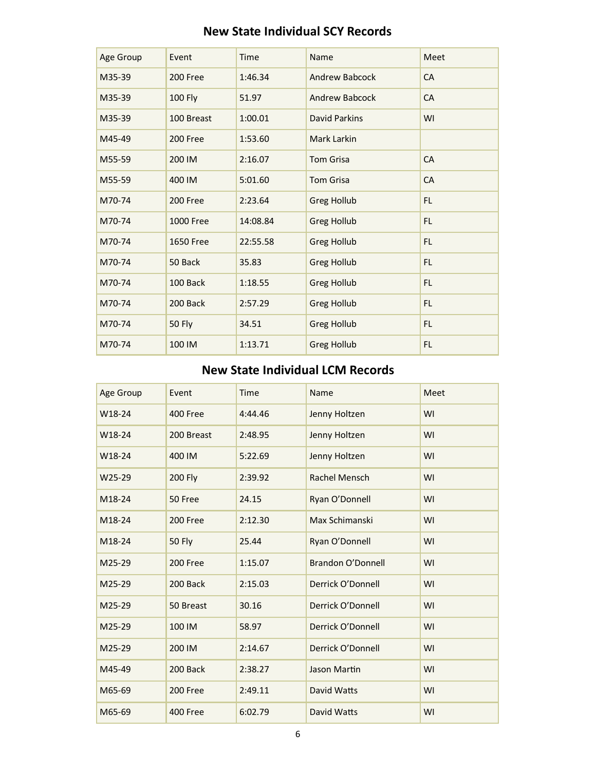## New State Individual SCY Records

| Age Group | Event | Time | Name | Meet |
|---|---|---|---|---|
| M35-39 | 200 Free | 1:46.34 | Andrew Babcock | CA |
| M35-39 | 100 Fly | 51.97 | Andrew Babcock | CA |
| M35-39 | 100 Breast | 1:00.01 | David Parkins | WI |
| M45-49 | 200 Free | 1:53.60 | Mark Larkin | |
| M55-59 | 200 IM | 2:16.07 | Tom Grisa | CA |
| M55-59 | 400 IM | 5:01.60 | Tom Grisa | CA |
| M70-74 | 200 Free | 2:23.64 | Greg Hollub | FL |
| M70-74 | 1000 Free | 14:08.84 | Greg Hollub | FL |
| M70-74 | 1650 Free | 22:55.58 | Greg Hollub | FL |
| M70-74 | 50 Back | 35.83 | Greg Hollub | FL |
| M70-74 | 100 Back | 1:18.55 | Greg Hollub | FL |
| M70-74 | 200 Back | 2:57.29 | Greg Hollub | FL |
| M70-74 | 50 Fly | 34.51 | Greg Hollub | FL |
| M70-74 | 100 IM | 1:13.71 | Greg Hollub | FL |

## New State Individual LCM Records

| Age Group | Event | Time | Name | Meet |
|---|---|---|---|---|
| W18-24 | 400 Free | 4:44.46 | Jenny Holtzen | WI |
| W18-24 | 200 Breast | 2:48.95 | Jenny Holtzen | WI |
| W18-24 | 400 IM | 5:22.69 | Jenny Holtzen | WI |
| W25-29 | 200 Fly | 2:39.92 | Rachel Mensch | WI |
| M18-24 | 50 Free | 24.15 | Ryan O'Donnell | WI |
| M18-24 | 200 Free | 2:12.30 | Max Schimanski | WI |
| M18-24 | 50 Fly | 25.44 | Ryan O'Donnell | WI |
| M25-29 | 200 Free | 1:15.07 | Brandon O'Donnell | WI |
| M25-29 | 200 Back | 2:15.03 | Derrick O'Donnell | WI |
| M25-29 | 50 Breast | 30.16 | Derrick O'Donnell | WI |
| M25-29 | 100 IM | 58.97 | Derrick O'Donnell | WI |
| M25-29 | 200 IM | 2:14.67 | Derrick O'Donnell | WI |
| M45-49 | 200 Back | 2:38.27 | Jason Martin | WI |
| M65-69 | 200 Free | 2:49.11 | David Watts | WI |
| M65-69 | 400 Free | 6:02.79 | David Watts | WI |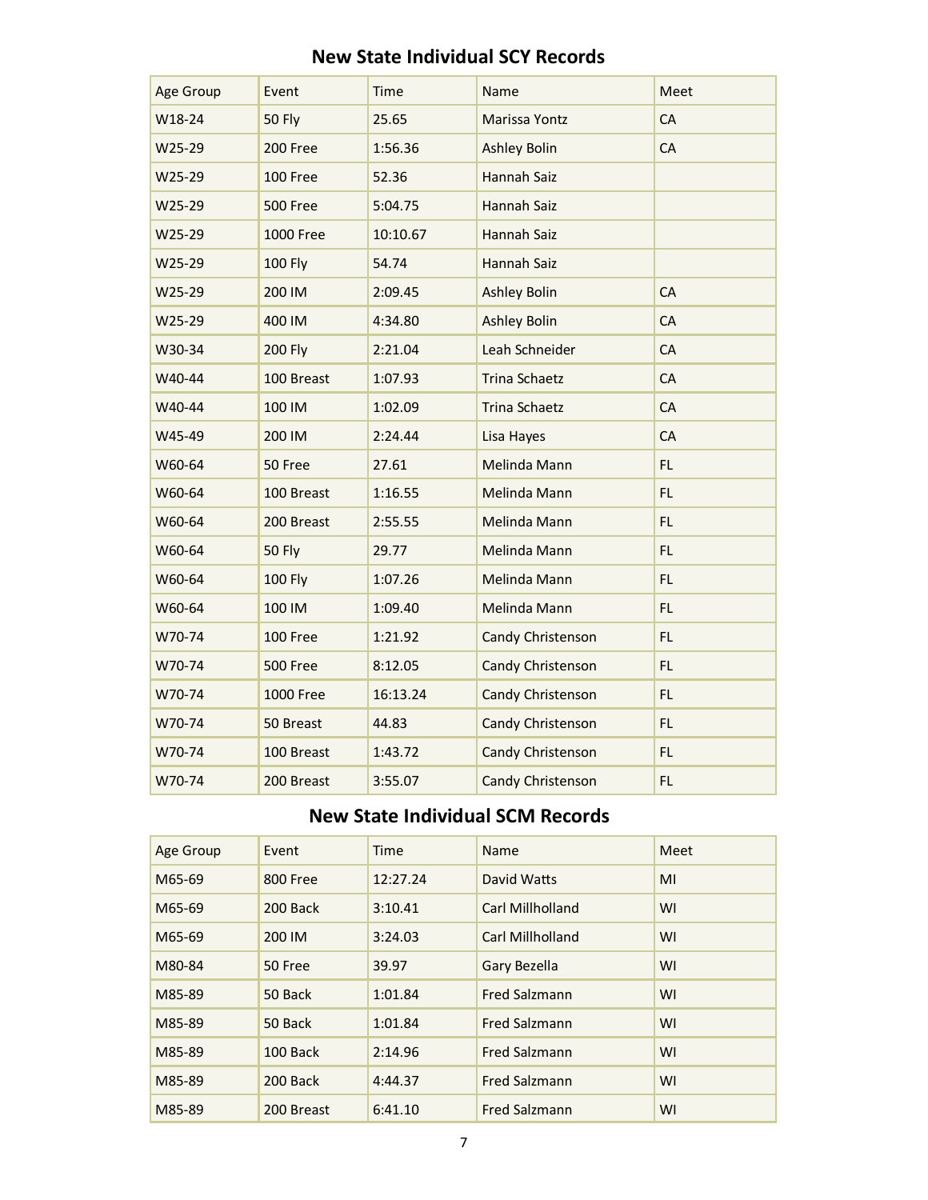## New State Individual SCY Records

| Age Group | Event | Time | Name | Meet |
|---|---|---|---|---|
| W18-24 | 50 Fly | 25.65 | Marissa Yontz | CA |
| W25-29 | 200 Free | 1:56.36 | Ashley Bolin | CA |
| W25-29 | 100 Free | 52.36 | Hannah Saiz | |
| W25-29 | 500 Free | 5:04.75 | Hannah Saiz | |
| W25-29 | 1000 Free | 10:10.67 | Hannah Saiz | |
| W25-29 | 100 Fly | 54.74 | Hannah Saiz | |
| W25-29 | 200 IM | 2:09.45 | Ashley Bolin | CA |
| W25-29 | 400 IM | 4:34.80 | Ashley Bolin | CA |
| W30-34 | 200 Fly | 2:21.04 | Leah Schneider | CA |
| W40-44 | 100 Breast | 1:07.93 | Trina Schaetz | CA |
| W40-44 | 100 IM | 1:02.09 | Trina Schaetz | CA |
| W45-49 | 200 IM | 2:24.44 | Lisa Hayes | CA |
| W60-64 | 50 Free | 27.61 | Melinda Mann | FL |
| W60-64 | 100 Breast | 1:16.55 | Melinda Mann | FL |
| W60-64 | 200 Breast | 2:55.55 | Melinda Mann | FL |
| W60-64 | 50 Fly | 29.77 | Melinda Mann | FL |
| W60-64 | 100 Fly | 1:07.26 | Melinda Mann | FL |
| W60-64 | 100 IM | 1:09.40 | Melinda Mann | FL |
| W70-74 | 100 Free | 1:21.92 | Candy Christenson | FL |
| W70-74 | 500 Free | 8:12.05 | Candy Christenson | FL |
| W70-74 | 1000 Free | 16:13.24 | Candy Christenson | FL |
| W70-74 | 50 Breast | 44.83 | Candy Christenson | FL |
| W70-74 | 100 Breast | 1:43.72 | Candy Christenson | FL |
| W70-74 | 200 Breast | 3:55.07 | Candy Christenson | FL |

## New State Individual SCM Records

| Age Group | Event | Time | Name | Meet |
|---|---|---|---|---|
| M65-69 | 800 Free | 12:27.24 | David Watts | MI |
| M65-69 | 200 Back | 3:10.41 | Carl Millholland | WI |
| M65-69 | 200 IM | 3:24.03 | Carl Millholland | WI |
| M80-84 | 50 Free | 39.97 | Gary Bezella | WI |
| M85-89 | 50 Back | 1:01.84 | Fred Salzmann | WI |
| M85-89 | 50 Back | 1:01.84 | Fred Salzmann | WI |
| M85-89 | 100 Back | 2:14.96 | Fred Salzmann | WI |
| M85-89 | 200 Back | 4:44.37 | Fred Salzmann | WI |
| M85-89 | 200 Breast | 6:41.10 | Fred Salzmann | WI |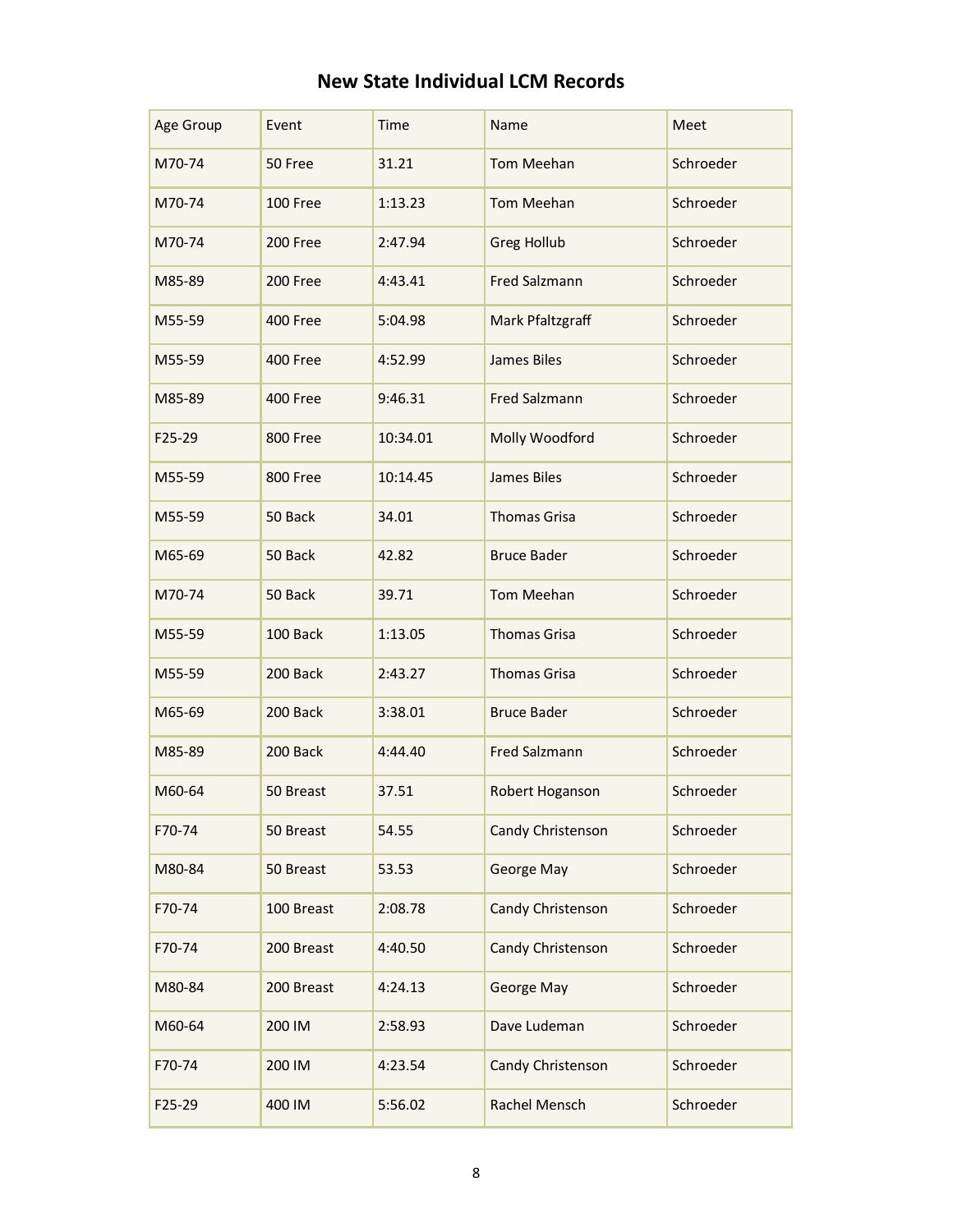# New State Individual LCM Records

| Age Group | Event | Time | Name | Meet |
|---|---|---|---|---|
| M70-74 | 50 Free | 31.21 | Tom Meehan | Schroeder |
| M70-74 | 100 Free | 1:13.23 | Tom Meehan | Schroeder |
| M70-74 | 200 Free | 2:47.94 | Greg Hollub | Schroeder |
| M85-89 | 200 Free | 4:43.41 | Fred Salzmann | Schroeder |
| M55-59 | 400 Free | 5:04.98 | Mark Pfaltzgraff | Schroeder |
| M55-59 | 400 Free | 4:52.99 | James Biles | Schroeder |
| M85-89 | 400 Free | 9:46.31 | Fred Salzmann | Schroeder |
| F25-29 | 800 Free | 10:34.01 | Molly Woodford | Schroeder |
| M55-59 | 800 Free | 10:14.45 | James Biles | Schroeder |
| M55-59 | 50 Back | 34.01 | Thomas Grisa | Schroeder |
| M65-69 | 50 Back | 42.82 | Bruce Bader | Schroeder |
| M70-74 | 50 Back | 39.71 | Tom Meehan | Schroeder |
| M55-59 | 100 Back | 1:13.05 | Thomas Grisa | Schroeder |
| M55-59 | 200 Back | 2:43.27 | Thomas Grisa | Schroeder |
| M65-69 | 200 Back | 3:38.01 | Bruce Bader | Schroeder |
| M85-89 | 200 Back | 4:44.40 | Fred Salzmann | Schroeder |
| M60-64 | 50 Breast | 37.51 | Robert Hoganson | Schroeder |
| F70-74 | 50 Breast | 54.55 | Candy Christenson | Schroeder |
| M80-84 | 50 Breast | 53.53 | George May | Schroeder |
| F70-74 | 100 Breast | 2:08.78 | Candy Christenson | Schroeder |
| F70-74 | 200 Breast | 4:40.50 | Candy Christenson | Schroeder |
| M80-84 | 200 Breast | 4:24.13 | George May | Schroeder |
| M60-64 | 200 IM | 2:58.93 | Dave Ludeman | Schroeder |
| F70-74 | 200 IM | 4:23.54 | Candy Christenson | Schroeder |
| F25-29 | 400 IM | 5:56.02 | Rachel Mensch | Schroeder |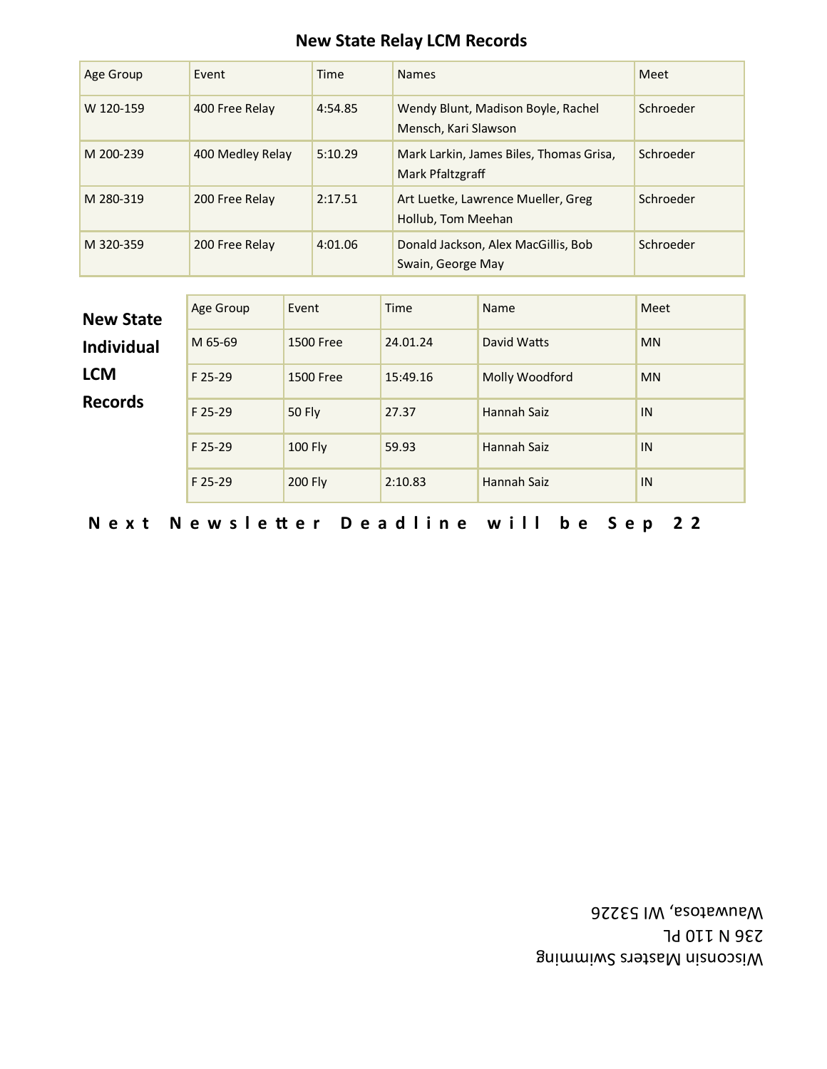## New State Relay LCM Records

| Age Group | Event | Time | Names | Meet |
|---|---|---|---|---|
| W 120-159 | 400 Free Relay | 4:54.85 | Wendy Blunt, Madison Boyle, Rachel Mensch, Kari Slawson | Schroeder |
| M 200-239 | 400 Medley Relay | 5:10.29 | Mark Larkin, James Biles, Thomas Grisa, Mark Pfaltzgraff | Schroeder |
| M 280-319 | 200 Free Relay | 2:17.51 | Art Luetke, Lawrence Mueller, Greg Hollub, Tom Meehan | Schroeder |
| M 320-359 | 200 Free Relay | 4:01.06 | Donald Jackson, Alex MacGillis, Bob Swain, George May | Schroeder |

## New State Individual LCM Records

| Age Group | Event | Time | Name | Meet |
|---|---|---|---|---|
| M 65-69 | 1500 Free | 24.01.24 | David Watts | MN |
| F 25-29 | 1500 Free | 15:49.16 | Molly Woodford | MN |
| F 25-29 | 50 Fly | 27.37 | Hannah Saiz | IN |
| F 25-29 | 100 Fly | 59.93 | Hannah Saiz | IN |
| F 25-29 | 200 Fly | 2:10.83 | Hannah Saiz | IN |

**Next Newsletter Deadline will be Sep 22**

Wisconsin Masters Swimming
236 N 110 PL
Wauwatosa, WI 53226